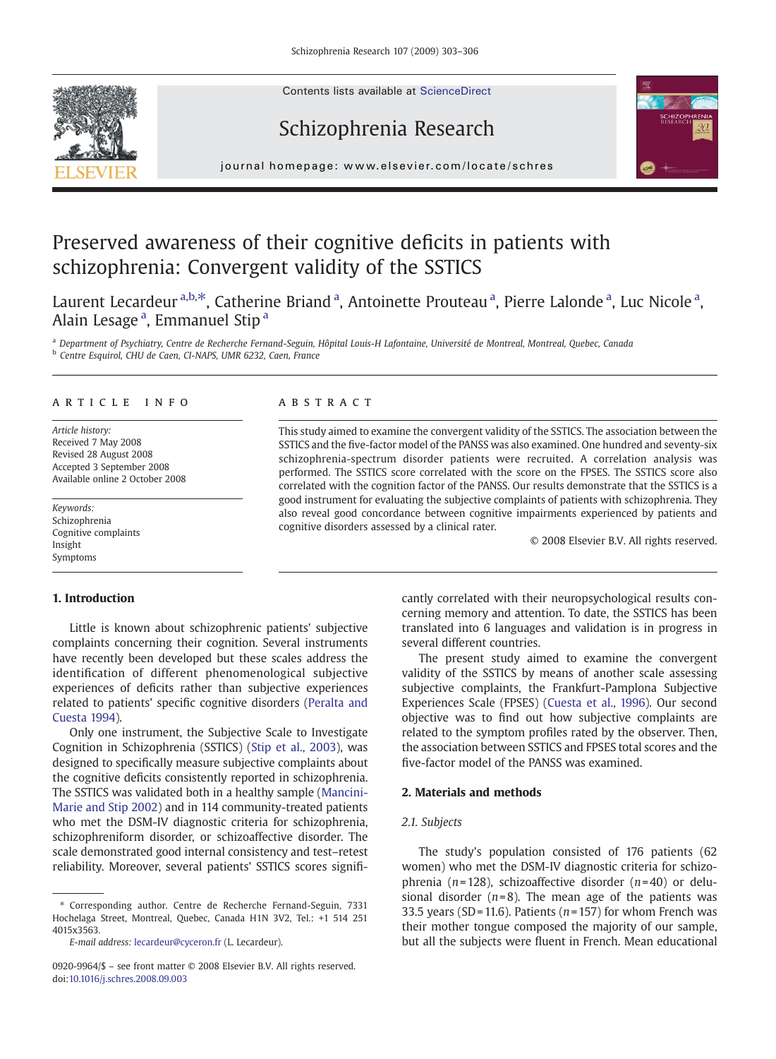# Preserved awareness of their cognitive deficits in patients with schizophrenia: Convergent validity of the SSTICS

Laurent Lecardeur [a,b,*], Catherine Briand [a], Antoinette Prouteau [a], Pierre Lalonde [a], Luc Nicole [a], Alain Lesage [a], Emmanuel Stip [a]

[a] Department of Psychiatry, Centre de Recherche Fernand-Seguin, Hôpital Louis-H Lafontaine, Université de Montreal, Montreal, Quebec, Canada
[b] Centre Esquirol, CHU de Caen, CI-NAPS, UMR 6232, Caen, France

## ARTICLE INFO

*Article history:*
Received 7 May 2008
Revised 28 August 2008
Accepted 3 September 2008
Available online 2 October 2008

*Keywords:*
Schizophrenia
Cognitive complaints
Insight
Symptoms

## ABSTRACT

This study aimed to examine the convergent validity of the SSTICS. The association between the SSTICS and the five-factor model of the PANSS was also examined. One hundred and seventy-six schizophrenia-spectrum disorder patients were recruited. A correlation analysis was performed. The SSTICS score correlated with the score on the FPSES. The SSTICS score also correlated with the cognition factor of the PANSS. Our results demonstrate that the SSTICS is a good instrument for evaluating the subjective complaints of patients with schizophrenia. They also reveal good concordance between cognitive impairments experienced by patients and cognitive disorders assessed by a clinical rater.

© 2008 Elsevier B.V. All rights reserved.

## 1. Introduction

Little is known about schizophrenic patients' subjective complaints concerning their cognition. Several instruments have recently been developed but these scales address the identification of different phenomenological subjective experiences of deficits rather than subjective experiences related to patients' specific cognitive disorders (Peralta and Cuesta 1994).

Only one instrument, the Subjective Scale to Investigate Cognition in Schizophrenia (SSTICS) (Stip et al., 2003), was designed to specifically measure subjective complaints about the cognitive deficits consistently reported in schizophrenia. The SSTICS was validated both in a healthy sample (Mancini-Marie and Stip 2002) and in 114 community-treated patients who met the DSM-IV diagnostic criteria for schizophrenia, schizophreniform disorder, or schizoaffective disorder. The scale demonstrated good internal consistency and test–retest reliability. Moreover, several patients' SSTICS scores significantly correlated with their neuropsychological results concerning memory and attention. To date, the SSTICS has been translated into 6 languages and validation is in progress in several different countries.

The present study aimed to examine the convergent validity of the SSTICS by means of another scale assessing subjective complaints, the Frankfurt-Pamplona Subjective Experiences Scale (FPSES) (Cuesta et al., 1996). Our second objective was to find out how subjective complaints are related to the symptom profiles rated by the observer. Then, the association between SSTICS and FPSES total scores and the five-factor model of the PANSS was examined.

## 2. Materials and methods

### 2.1. Subjects

The study's population consisted of 176 patients (62 women) who met the DSM-IV diagnostic criteria for schizophrenia ($n$ = 128), schizoaffective disorder ($n$ = 40) or delusional disorder ($n$ = 8). The mean age of the patients was 33.5 years (SD = 11.6). Patients ($n$ = 157) for whom French was their mother tongue composed the majority of our sample, but all the subjects were fluent in French. Mean educational

* Corresponding author. Centre de Recherche Fernand-Seguin, 7331 Hochelaga Street, Montreal, Quebec, Canada H1N 3V2, Tel.: +1 514 251 4015x3563.
*E-mail address:* lecardeur@cyceron.fr (L. Lecardeur).

0920-9964/$ – see front matter © 2008 Elsevier B.V. All rights reserved.
doi:10.1016/j.schres.2008.09.003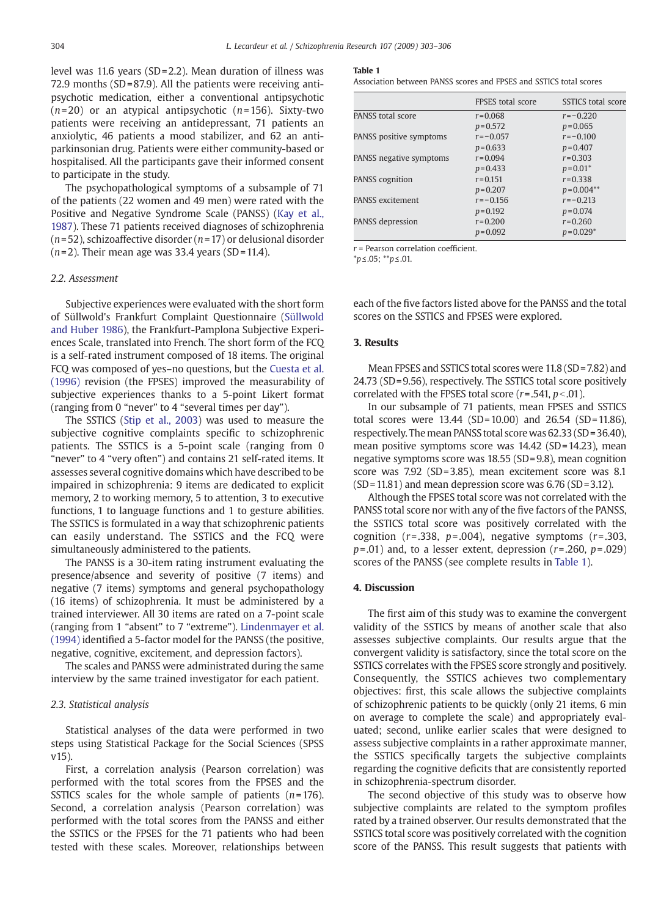level was 11.6 years (SD = 2.2). Mean duration of illness was 72.9 months (SD = 87.9). All the patients were receiving antipsychotic medication, either a conventional antipsychotic ($n$ = 20) or an atypical antipsychotic ($n$ = 156). Sixty-two patients were receiving an antidepressant, 71 patients an anxiolytic, 46 patients a mood stabilizer, and 62 an antiparkinsonian drug. Patients were either community-based or hospitalised. All the participants gave their informed consent to participate in the study.

The psychopathological symptoms of a subsample of 71 of the patients (22 women and 49 men) were rated with the Positive and Negative Syndrome Scale (PANSS) (Kay et al., 1987). These 71 patients received diagnoses of schizophrenia ($n$ = 52), schizoaffective disorder ($n$ = 17) or delusional disorder ($n$ = 2). Their mean age was 33.4 years (SD = 11.4).

### 2.2. Assessment

Subjective experiences were evaluated with the short form of Süllwold's Frankfurt Complaint Questionnaire (Süllwold and Huber 1986), the Frankfurt-Pamplona Subjective Experiences Scale, translated into French. The short form of the FCQ is a self-rated instrument composed of 18 items. The original FCQ was composed of yes–no questions, but the Cuesta et al. (1996) revision (the FPSES) improved the measurability of subjective experiences thanks to a 5-point Likert format (ranging from 0 "never" to 4 "several times per day").

The SSTICS (Stip et al., 2003) was used to measure the subjective cognitive complaints specific to schizophrenic patients. The SSTICS is a 5-point scale (ranging from 0 "never" to 4 "very often") and contains 21 self-rated items. It assesses several cognitive domains which have described to be impaired in schizophrenia: 9 items are dedicated to explicit memory, 2 to working memory, 5 to attention, 3 to executive functions, 1 to language functions and 1 to gesture abilities. The SSTICS is formulated in a way that schizophrenic patients can easily understand. The SSTICS and the FCQ were simultaneously administered to the patients.

The PANSS is a 30-item rating instrument evaluating the presence/absence and severity of positive (7 items) and negative (7 items) symptoms and general psychopathology (16 items) of schizophrenia. It must be administered by a trained interviewer. All 30 items are rated on a 7-point scale (ranging from 1 "absent" to 7 "extreme"). Lindenmayer et al. (1994) identified a 5-factor model for the PANSS (the positive, negative, cognitive, excitement, and depression factors).

The scales and PANSS were administrated during the same interview by the same trained investigator for each patient.

### 2.3. Statistical analysis

Statistical analyses of the data were performed in two steps using Statistical Package for the Social Sciences (SPSS v15).

First, a correlation analysis (Pearson correlation) was performed with the total scores from the FPSES and the SSTICS scales for the whole sample of patients ($n$ = 176). Second, a correlation analysis (Pearson correlation) was performed with the total scores from the PANSS and either the SSTICS or the FPSES for the 71 patients who had been tested with these scales. Moreover, relationships between each of the five factors listed above for the PANSS and the total scores on the SSTICS and FPSES were explored.

## 3. Results

Mean FPSES and SSTICS total scores were 11.8 (SD = 7.82) and 24.73 (SD = 9.56), respectively. The SSTICS total score positively correlated with the FPSES total score ($r$ = .541, $p$ < .01).

In our subsample of 71 patients, mean FPSES and SSTICS total scores were 13.44 (SD = 10.00) and 26.54 (SD = 11.86), respectively. The mean PANSS total score was 62.33 (SD = 36.40), mean positive symptoms score was 14.42 (SD = 14.23), mean negative symptoms score was 18.55 (SD = 9.8), mean cognition score was 7.92 (SD = 3.85), mean excitement score was 8.1 (SD = 11.81) and mean depression score was 6.76 (SD = 3.12).

Although the FPSES total score was not correlated with the PANSS total score nor with any of the five factors of the PANSS, the SSTICS total score was positively correlated with the cognition ($r$ = .338, $p$ = .004), negative symptoms ($r$ = .303, $p$ = .01) and, to a lesser extent, depression score ($r$ = .260, $p$ = .029) scores of the PANSS (see complete results in Table 1).

**Table 1**
Association between PANSS scores and FPSES and SSTICS total scores

| | FPSES total score | SSTICS total score |
|---|---|---|
| PANSS total score | $r$ = 0.068 | $r$ = −0.220 |
| | $p$ = 0.572 | $p$ = 0.065 |
| PANSS positive symptoms | $r$ = −0.057 | $r$ = −0.100 |
| | $p$ = 0.633 | $p$ = 0.407 |
| PANSS negative symptoms | $r$ = 0.094 | $r$ = 0.303 |
| | $p$ = 0.433 | $p$ = 0.01* |
| PANSS cognition | $r$ = 0.151 | $r$ = 0.338 |
| | $p$ = 0.207 | $p$ = 0.004** |
| PANSS excitement | $r$ = −0.156 | $r$ = −0.213 |
| | $p$ = 0.192 | $p$ = 0.074 |
| PANSS depression | $r$ = 0.200 | $r$ = 0.260 |
| | $p$ = 0.092 | $p$ = 0.029* |

$r$ = Pearson correlation coefficient.
*$p$ ≤ .05; **$p$ ≤ .01.

## 4. Discussion

The first aim of this study was to examine the convergent validity of the SSTICS by means of another scale that also assesses subjective complaints. Our results argue that the convergent validity is satisfactory, since the total score on the SSTICS correlates with the FPSES score strongly and positively. Consequently, the SSTICS achieves two complementary objectives: first, this scale allows the subjective complaints of schizophrenic patients to be quickly (only 21 items, 6 min on average to complete the scale) and appropriately evaluated; second, unlike earlier scales that were designed to assess subjective complaints in a rather approximate manner, the SSTICS specifically targets the subjective complaints regarding the cognitive deficits that are consistently reported in schizophrenia-spectrum disorder.

The second objective of this study was to observe how subjective complaints are related to the symptom profiles rated by a trained observer. Our results demonstrated that the SSTICS total score was positively correlated with the cognition score of the PANSS. This result suggests that patients with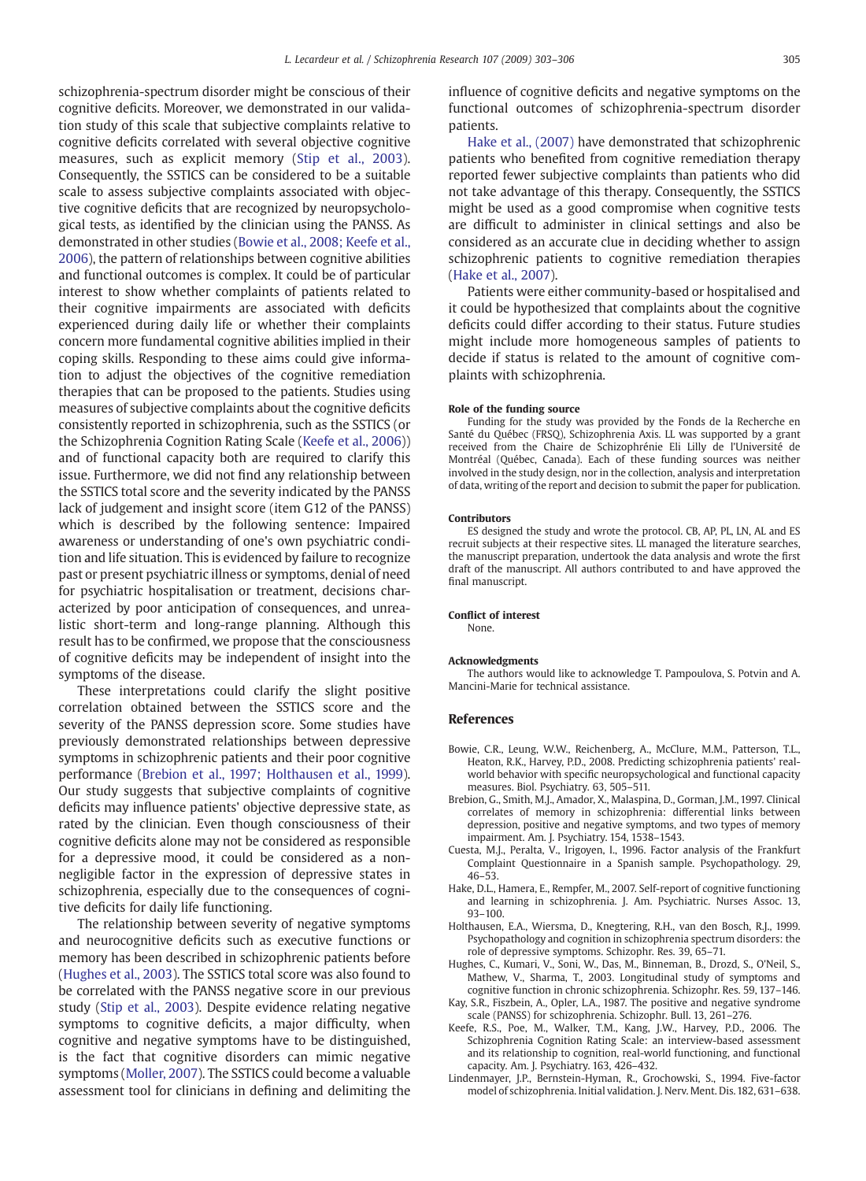schizophrenia-spectrum disorder might be conscious of their cognitive deficits. Moreover, we demonstrated in our validation study of this scale that subjective complaints relative to cognitive deficits correlated with several objective cognitive measures, such as explicit memory (Stip et al., 2003). Consequently, the SSTICS can be considered to be a suitable scale to assess subjective complaints associated with objective cognitive deficits that are recognized by neuropsychological tests, as identified by the clinician using the PANSS. As demonstrated in other studies (Bowie et al., 2008; Keefe et al., 2006), the pattern of relationships between cognitive abilities and functional outcomes is complex. It could be of particular interest to show whether complaints of patients related to their cognitive impairments are associated with deficits experienced during daily life or whether their complaints concern more fundamental cognitive abilities implied in their coping skills. Responding to these aims could give information to adjust the objectives of the cognitive remediation therapies that can be proposed to the patients. Studies using measures of subjective complaints about the cognitive deficits consistently reported in schizophrenia, such as the SSTICS (or the Schizophrenia Cognition Rating Scale (Keefe et al., 2006)) and of functional capacity both are required to clarify this issue. Furthermore, we did not find any relationship between the SSTICS total score and the severity indicated by the PANSS lack of judgement and insight score (item G12 of the PANSS) which is described by the following sentence: Impaired awareness or understanding of one's own psychiatric condition and life situation. This is evidenced by failure to recognize past or present psychiatric illness or symptoms, denial of need for psychiatric hospitalisation or treatment, decisions characterized by poor anticipation of consequences, and unrealistic short-term and long-range planning. Although this result has to be confirmed, we propose that the consciousness of cognitive deficits may be independent of insight into the symptoms of the disease.

These interpretations could clarify the slight positive correlation obtained between the SSTICS score and the severity of the PANSS depression score. Some studies have previously demonstrated relationships between depressive symptoms in schizophrenic patients and their poor cognitive performance (Brebion et al., 1997; Holthausen et al., 1999). Our study suggests that subjective complaints of cognitive deficits may influence patients' objective depressive state, as rated by the clinician. Even though consciousness of their cognitive deficits alone may not be considered as responsible for a depressive mood, it could be considered as a non-negligible factor in the expression of depressive states in schizophrenia, especially due to the consequences of cognitive deficits for daily life functioning.

The relationship between severity of negative symptoms and neurocognitive deficits such as executive functions or memory has been described in schizophrenic patients before (Hughes et al., 2003). The SSTICS total score was also found to be correlated with the PANSS negative score in our previous study (Stip et al., 2003). Despite evidence relating negative symptoms to cognitive deficits, a major difficulty, when cognitive and negative symptoms have to be distinguished, is the fact that cognitive disorders can mimic negative symptoms (Moller, 2007). The SSTICS could become a valuable assessment tool for clinicians in defining and delimiting the influence of cognitive deficits and negative symptoms on the functional outcomes of schizophrenia-spectrum disorder patients.

Hake et al., (2007) have demonstrated that schizophrenic patients who benefited from cognitive remediation therapy reported fewer subjective complaints than patients who did not take advantage of this therapy. Consequently, the SSTICS might be used as a good compromise when cognitive tests are difficult to administer in clinical settings and also be considered as an accurate clue in deciding whether to assign schizophrenic patients to cognitive remediation therapies (Hake et al., 2007).

Patients were either community-based or hospitalised and it could be hypothesized that complaints about the cognitive deficits could differ according to their status. Future studies might include more homogeneous samples of patients to decide if status is related to the amount of cognitive complaints with schizophrenia.

### Role of the funding source

Funding for the study was provided by the Fonds de la Recherche en Santé du Québec (FRSQ), Schizophrenia Axis. LL was supported by a grant received from the Chaire de Schizophrénie Eli Lilly de l'Université de Montréal (Québec, Canada). Each of these funding sources was neither involved in the study design, nor in the collection, analysis and interpretation of data, writing of the report and decision to submit the paper for publication.

### Contributors

ES designed the study and wrote the protocol. CB, AP, PL, LN, AL and ES recruit subjects at their respective sites. LL managed the literature searches, the manuscript preparation, undertook the data analysis and wrote the first draft of the manuscript. All authors contributed to and have approved the final manuscript.

### Conflict of interest

None.

### Acknowledgments

The authors would like to acknowledge T. Pampoulova, S. Potvin and A. Mancini-Marie for technical assistance.

## References

- Bowie, C.R., Leung, W.W., Reichenberg, A., McClure, M.M., Patterson, T.L., Heaton, R.K., Harvey, P.D., 2008. Predicting schizophrenia patients' real-world behavior with specific neuropsychological and functional capacity measures. Biol. Psychiatry. 63, 505–511.
- Brebion, G., Smith, M.J., Amador, X., Malaspina, D., Gorman, J.M., 1997. Clinical correlates of memory in schizophrenia: differential links between depression, positive and negative symptoms, and two types of memory impairment. Am. J. Psychiatry. 154, 1538–1543.
- Cuesta, M.J., Peralta, V., Irigoyen, I., 1996. Factor analysis of the Frankfurt Complaint Questionnaire in a Spanish sample. Psychopathology. 29, 46–53.
- Hake, D.L., Hamera, E., Rempfer, M., 2007. Self-report of cognitive functioning and learning in schizophrenia. J. Am. Psychiatric. Nurses Assoc. 13, 93–100.
- Holthausen, E.A., Wiersma, D., Knegtering, R.H., van den Bosch, R.J., 1999. Psychopathology and cognition in schizophrenia spectrum disorders: the role of depressive symptoms. Schizophr. Res. 39, 65–71.
- Hughes, C., Kumari, V., Soni, W., Das, M., Binneman, B., Drozd, S., O'Neil, S., Mathew, V., Sharma, T., 2003. Longitudinal study of symptoms and cognitive function in chronic schizophrenia. Schizophr. Res. 59, 137–146.
- Kay, S.R., Fiszbein, A., Opler, L.A., 1987. The positive and negative syndrome scale (PANSS) for schizophrenia. Schizophr. Bull. 13, 261–276.
- Keefe, R.S., Poe, M., Walker, T.M., Kang, J.W., Harvey, P.D., 2006. The Schizophrenia Cognition Rating Scale: an interview-based assessment and its relationship to cognition, real-world functioning, and functional capacity. Am. J. Psychiatry. 163, 426–432.
- Lindenmayer, J.P., Bernstein-Hyman, R., Grochowski, S., 1994. Five-factor model of schizophrenia. Initial validation. J. Nerv. Ment. Dis. 182, 631–638.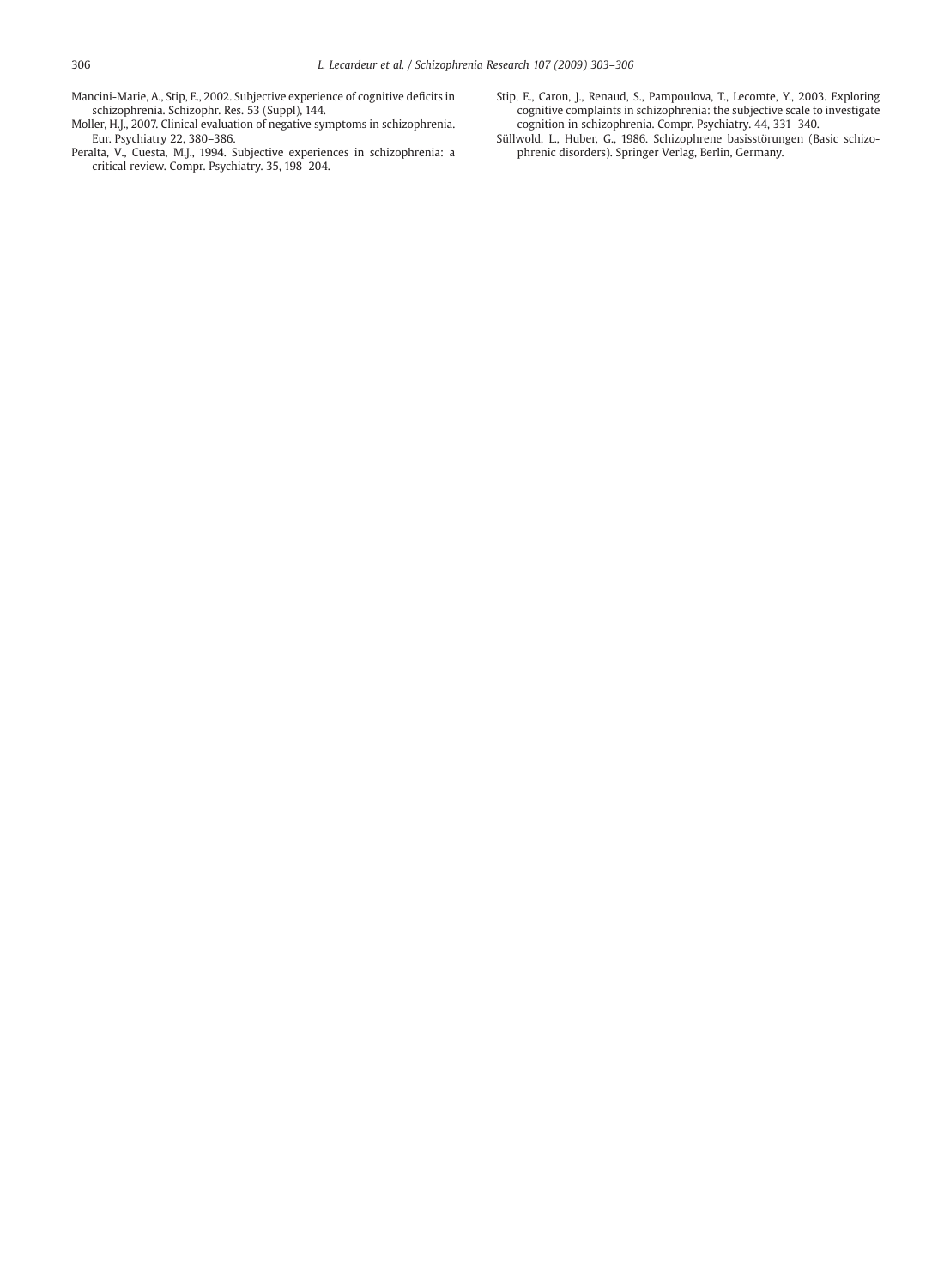Mancini-Marie, A., Stip, E., 2002. Subjective experience of cognitive deficits in schizophrenia. Schizophr. Res. 53 (Suppl), 144.

Moller, H.J., 2007. Clinical evaluation of negative symptoms in schizophrenia. Eur. Psychiatry 22, 380–386.

Peralta, V., Cuesta, M.J., 1994. Subjective experiences in schizophrenia: a critical review. Compr. Psychiatry. 35, 198–204.

Stip, E., Caron, J., Renaud, S., Pampoulova, T., Lecomte, Y., 2003. Exploring cognitive complaints in schizophrenia: the subjective scale to investigate cognition in schizophrenia. Compr. Psychiatry. 44, 331–340.

Süllwold, L., Huber, G., 1986. Schizophrene basisstörungen (Basic schizophrenic disorders). Springer Verlag, Berlin, Germany.